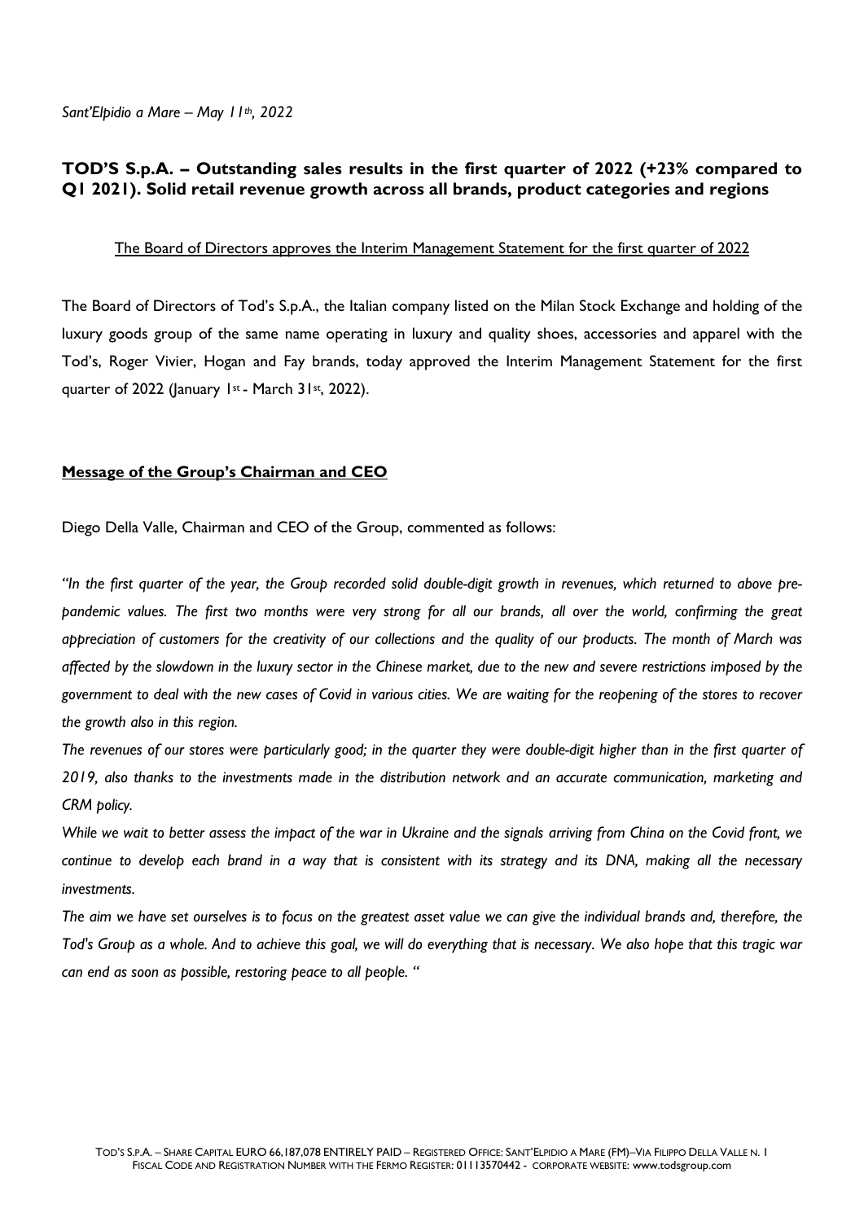*Sant'Elpidio a Mare – May 11th, 2022*

## TOD'S S.p.A. – Outstanding sales results in the first quarter of 2022 (+23% compared to Q1 2021). Solid retail revenue growth across all brands, product categories and regions

The Board of Directors approves the Interim Management Statement for the first quarter of 2022

The Board of Directors of Tod's S.p.A., the Italian company listed on the Milan Stock Exchange and holding of the luxury goods group of the same name operating in luxury and quality shoes, accessories and apparel with the Tod's, Roger Vivier, Hogan and Fay brands, today approved the Interim Management Statement for the first quarter of 2022 (January 1st - March 31st, 2022).

### Message of the Group's Chairman and CEO

Diego Della Valle, Chairman and CEO of the Group, commented as follows:

*"In the first quarter of the year, the Group recorded solid double-digit growth in revenues, which returned to above pre-pandemic values. The first two months were very strong for all our brands, all over the world, confirming the great appreciation of customers for the creativity of our collections and the quality of our products. The month of March was affected by the slowdown in the luxury sector in the Chinese market, due to the new and severe restrictions imposed by the government to deal with the new cases of Covid in various cities. We are waiting for the reopening of the stores to recover the growth also in this region.*

*The revenues of our stores were particularly good; in the quarter they were double-digit higher than in the first quarter of 2019, also thanks to the investments made in the distribution network and an accurate communication, marketing and CRM policy.*

*While we wait to better assess the impact of the war in Ukraine and the signals arriving from China on the Covid front, we continue to develop each brand in a way that is consistent with its strategy and its DNA, making all the necessary investments.*

*The aim we have set ourselves is to focus on the greatest asset value we can give the individual brands and, therefore, the Tod's Group as a whole. And to achieve this goal, we will do everything that is necessary. We also hope that this tragic war can end as soon as possible, restoring peace to all people. "*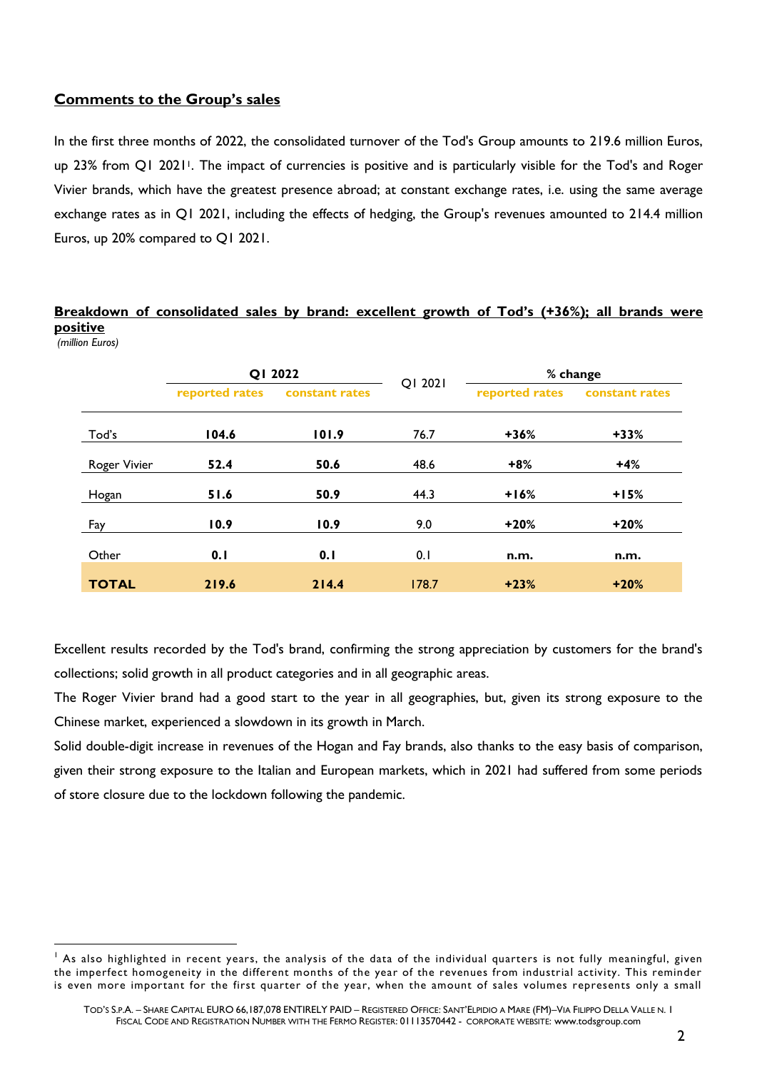## Comments to the Group's sales

In the first three months of 2022, the consolidated turnover of the Tod's Group amounts to 219.6 million Euros, up 23% from Q1 2021[1]. The impact of currencies is positive and is particularly visible for the Tod's and Roger Vivier brands, which have the greatest presence abroad; at constant exchange rates, i.e. using the same average exchange rates as in Q1 2021, including the effects of hedging, the Group's revenues amounted to 214.4 million Euros, up 20% compared to Q1 2021.

### Breakdown of consolidated sales by brand: excellent growth of Tod's (+36%); all brands were positive

*(million Euros)*

| | Q1 2022 | | Q1 2021 | % change | |
|---|---|---|---|---|---|
| | reported rates | constant rates | | reported rates | constant rates |
| Tod's | **104.6** | **101.9** | 76.7 | **+36%** | **+33%** |
| Roger Vivier | **52.4** | **50.6** | 48.6 | **+8%** | **+4%** |
| Hogan | **51.6** | **50.9** | 44.3 | **+16%** | **+15%** |
| Fay | **10.9** | **10.9** | 9.0 | **+20%** | **+20%** |
| Other | **0.1** | **0.1** | 0.1 | **n.m.** | **n.m.** |
| **TOTAL** | **219.6** | **214.4** | 178.7 | **+23%** | **+20%** |

Excellent results recorded by the Tod's brand, confirming the strong appreciation by customers for the brand's collections; solid growth in all product categories and in all geographic areas.

The Roger Vivier brand had a good start to the year in all geographies, but, given its strong exposure to the Chinese market, experienced a slowdown in its growth in March.

Solid double-digit increase in revenues of the Hogan and Fay brands, also thanks to the easy basis of comparison, given their strong exposure to the Italian and European markets, which in 2021 had suffered from some periods of store closure due to the lockdown following the pandemic.

[1] As also highlighted in recent years, the analysis of the data of the individual quarters is not fully meaningful, given the imperfect homogeneity in the different months of the year of the revenues from industrial activity. This reminder is even more important for the first quarter of the year, when the amount of sales volumes represents only a small

TOD'S S.P.A. – SHARE CAPITAL EURO 66,187,078 ENTIRELY PAID – REGISTERED OFFICE: SANT'ELPIDIO A MARE (FM)–VIA FILIPPO DELLA VALLE N. 1
FISCAL CODE AND REGISTRATION NUMBER WITH THE FERMO REGISTER: 01113570442 - CORPORATE WEBSITE: www.todsgroup.com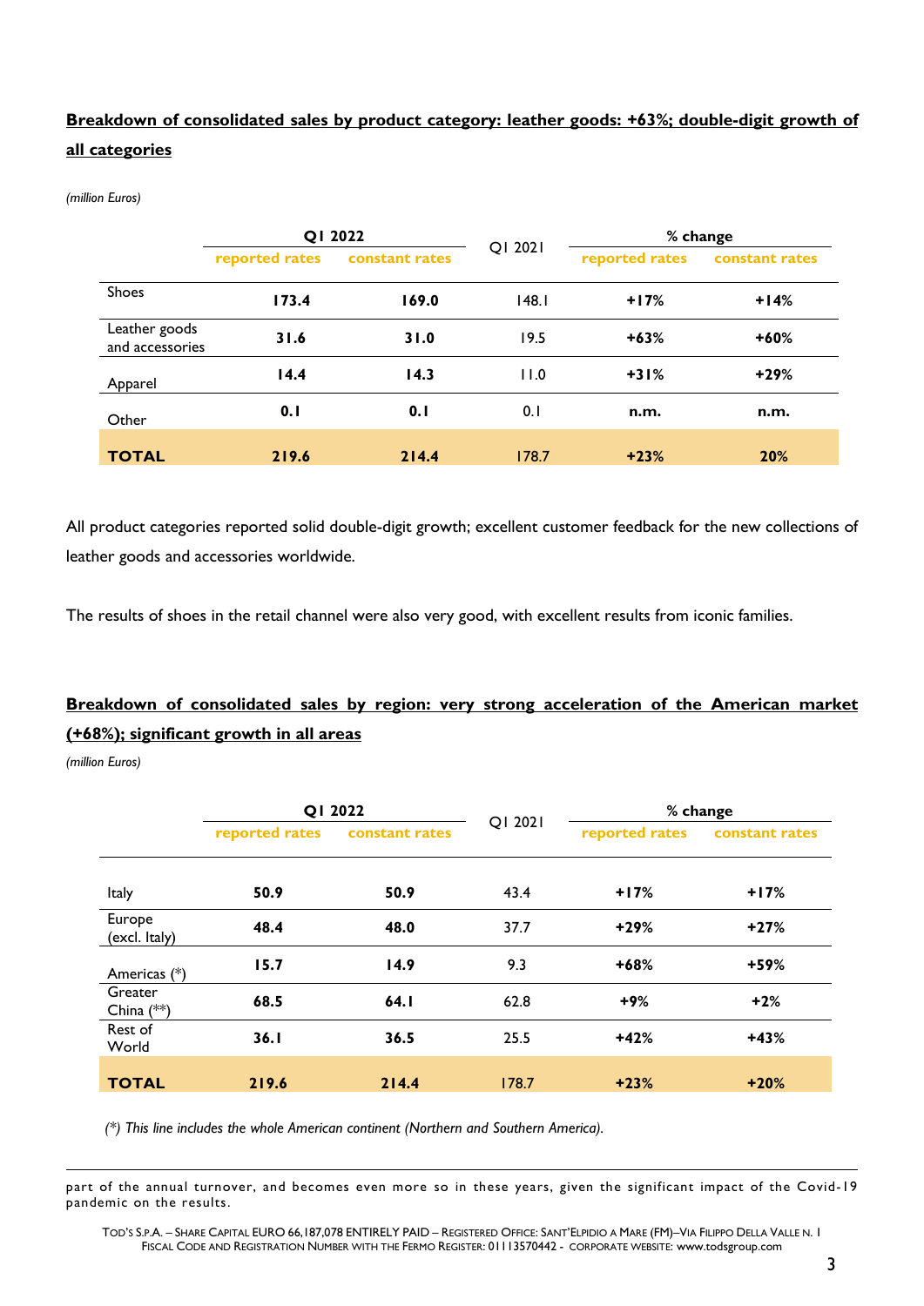**<u>Breakdown of consolidated sales by product category: leather goods: +63%; double-digit growth of all categories</u>**

*(million Euros)*

| | Q1 2022 | | Q1 2021 | % change | |
|---|---|---|---|---|---|
| | reported rates | constant rates | | reported rates | constant rates |
| Shoes | **173.4** | **169.0** | 148.1 | **+17%** | **+14%** |
| Leather goods and accessories | **31.6** | **31.0** | 19.5 | **+63%** | **+60%** |
| Apparel | **14.4** | **14.3** | 11.0 | **+31%** | **+29%** |
| Other | **0.1** | **0.1** | 0.1 | **n.m.** | **n.m.** |
| **TOTAL** | **219.6** | **214.4** | 178.7 | **+23%** | **20%** |

All product categories reported solid double-digit growth; excellent customer feedback for the new collections of leather goods and accessories worldwide.

The results of shoes in the retail channel were also very good, with excellent results from iconic families.

**<u>Breakdown of consolidated sales by region: very strong acceleration of the American market (+68%); significant growth in all areas</u>**

*(million Euros)*

| | Q1 2022 | | Q1 2021 | % change | |
|---|---|---|---|---|---|
| | reported rates | constant rates | | reported rates | constant rates |
| Italy | **50.9** | **50.9** | 43.4 | **+17%** | **+17%** |
| Europe (excl. Italy) | **48.4** | **48.0** | 37.7 | **+29%** | **+27%** |
| Americas (*) | **15.7** | **14.9** | 9.3 | **+68%** | **+59%** |
| Greater China (**) | **68.5** | **64.1** | 62.8 | **+9%** | **+2%** |
| Rest of World | **36.1** | **36.5** | 25.5 | **+42%** | **+43%** |
| **TOTAL** | **219.6** | **214.4** | 178.7 | **+23%** | **+20%** |

*(*) This line includes the whole American continent (Northern and Southern America).*

part of the annual turnover, and becomes even more so in these years, given the significant impact of the Covid-19 pandemic on the results.

TOD'S S.P.A. – SHARE CAPITAL EURO 66,187,078 ENTIRELY PAID – REGISTERED OFFICE: SANT'ELPIDIO A MARE (FM)–VIA FILIPPO DELLA VALLE N. 1
FISCAL CODE AND REGISTRATION NUMBER WITH THE FERMO REGISTER: 01113570442 - CORPORATE WEBSITE: www.todsgroup.com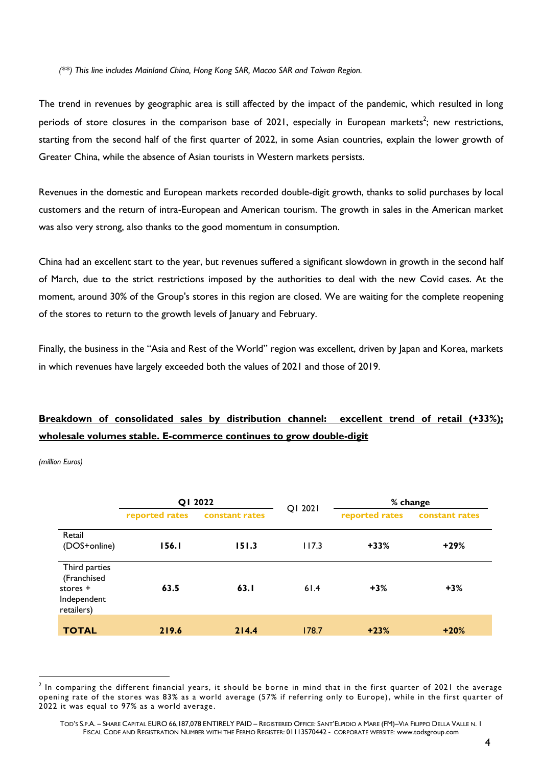*(\*\*) This line includes Mainland China, Hong Kong SAR, Macao SAR and Taiwan Region.*

The trend in revenues by geographic area is still affected by the impact of the pandemic, which resulted in long periods of store closures in the comparison base of 2021, especially in European markets[2]; new restrictions, starting from the second half of the first quarter of 2022, in some Asian countries, explain the lower growth of Greater China, while the absence of Asian tourists in Western markets persists.

Revenues in the domestic and European markets recorded double-digit growth, thanks to solid purchases by local customers and the return of intra-European and American tourism. The growth in sales in the American market was also very strong, also thanks to the good momentum in consumption.

China had an excellent start to the year, but revenues suffered a significant slowdown in growth in the second half of March, due to the strict restrictions imposed by the authorities to deal with the new Covid cases. At the moment, around 30% of the Group's stores in this region are closed. We are waiting for the complete reopening of the stores to return to the growth levels of January and February.

Finally, the business in the "Asia and Rest of the World" region was excellent, driven by Japan and Korea, markets in which revenues have largely exceeded both the values of 2021 and those of 2019.

## Breakdown of consolidated sales by distribution channel: excellent trend of retail (+33%); wholesale volumes stable. E-commerce continues to grow double-digit

*(million Euros)*

| | Q1 2022 | | Q1 2021 | % change | |
|---|---|---|---|---|---|
| | reported rates | constant rates | | reported rates | constant rates |
| Retail (DOS+online) | **156.1** | **151.3** | 117.3 | **+33%** | **+29%** |
| Third parties (Franchised stores + Independent retailers) | **63.5** | **63.1** | 61.4 | **+3%** | **+3%** |
| **TOTAL** | **219.6** | **214.4** | 178.7 | **+23%** | **+20%** |

[2] In comparing the different financial years, it should be borne in mind that in the first quarter of 2021 the average opening rate of the stores was 83% as a world average (57% if referring only to Europe), while in the first quarter of 2022 it was equal to 97% as a world average.

TOD'S S.P.A. – SHARE CAPITAL EURO 66,187,078 ENTIRELY PAID – REGISTERED OFFICE: SANT'ELPIDIO A MARE (FM)–VIA FILIPPO DELLA VALLE N. 1
FISCAL CODE AND REGISTRATION NUMBER WITH THE FERMO REGISTER: 01113570442 - CORPORATE WEBSITE: www.todsgroup.com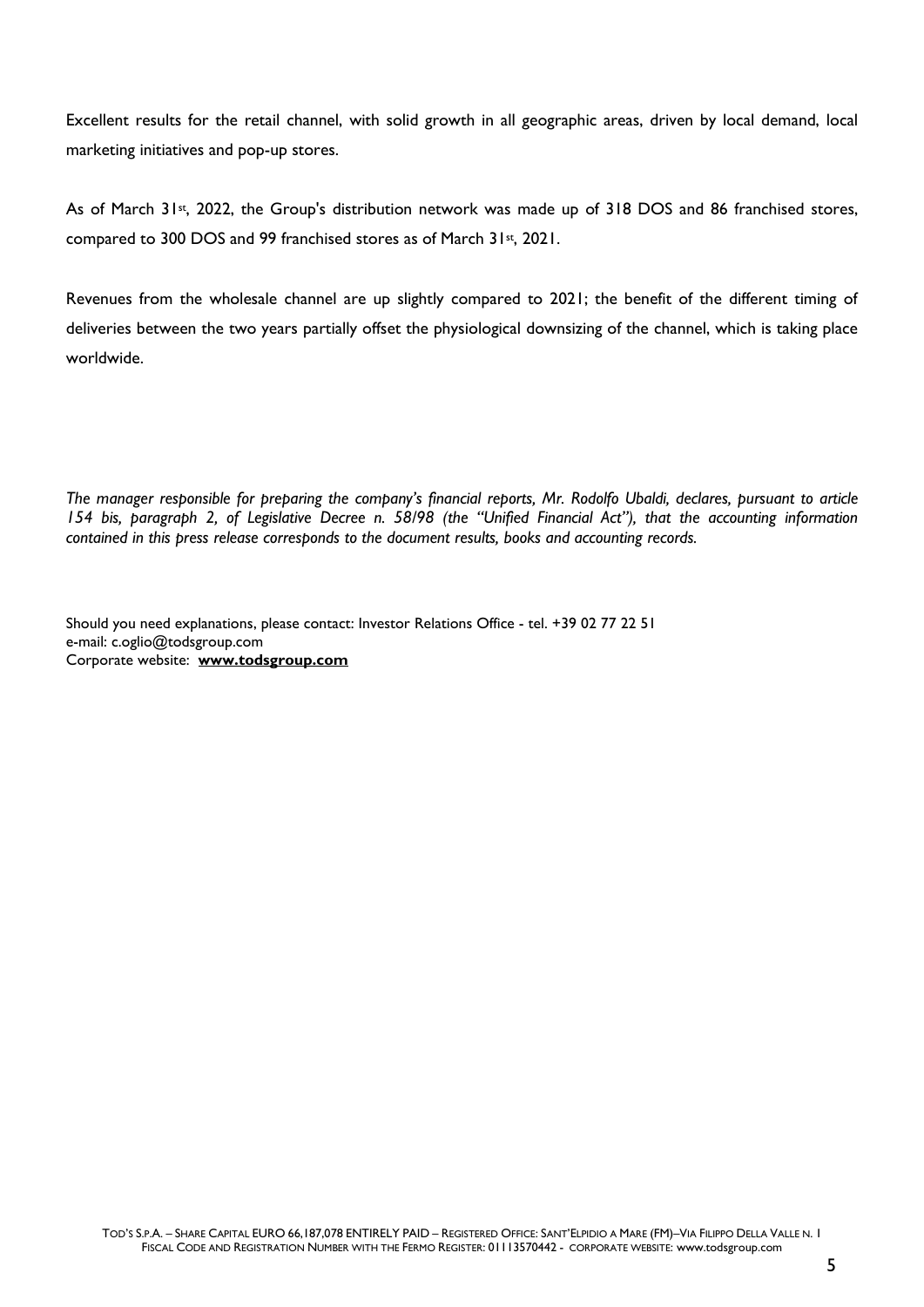Excellent results for the retail channel, with solid growth in all geographic areas, driven by local demand, local marketing initiatives and pop-up stores.

As of March 31st, 2022, the Group's distribution network was made up of 318 DOS and 86 franchised stores, compared to 300 DOS and 99 franchised stores as of March 31st, 2021.

Revenues from the wholesale channel are up slightly compared to 2021; the benefit of the different timing of deliveries between the two years partially offset the physiological downsizing of the channel, which is taking place worldwide.

*The manager responsible for preparing the company's financial reports, Mr. Rodolfo Ubaldi, declares, pursuant to article 154 bis, paragraph 2, of Legislative Decree n. 58/98 (the "Unified Financial Act"), that the accounting information contained in this press release corresponds to the document results, books and accounting records.*

Should you need explanations, please contact: Investor Relations Office - tel. +39 02 77 22 51
e-mail: c.oglio@todsgroup.com
Corporate website: **www.todsgroup.com**

TOD'S S.P.A. – SHARE CAPITAL EURO 66,187,078 ENTIRELY PAID – REGISTERED OFFICE: SANT'ELPIDIO A MARE (FM)–VIA FILIPPO DELLA VALLE N. 1
FISCAL CODE AND REGISTRATION NUMBER WITH THE FERMO REGISTER: 01113570442 - CORPORATE WEBSITE: www.todsgroup.com